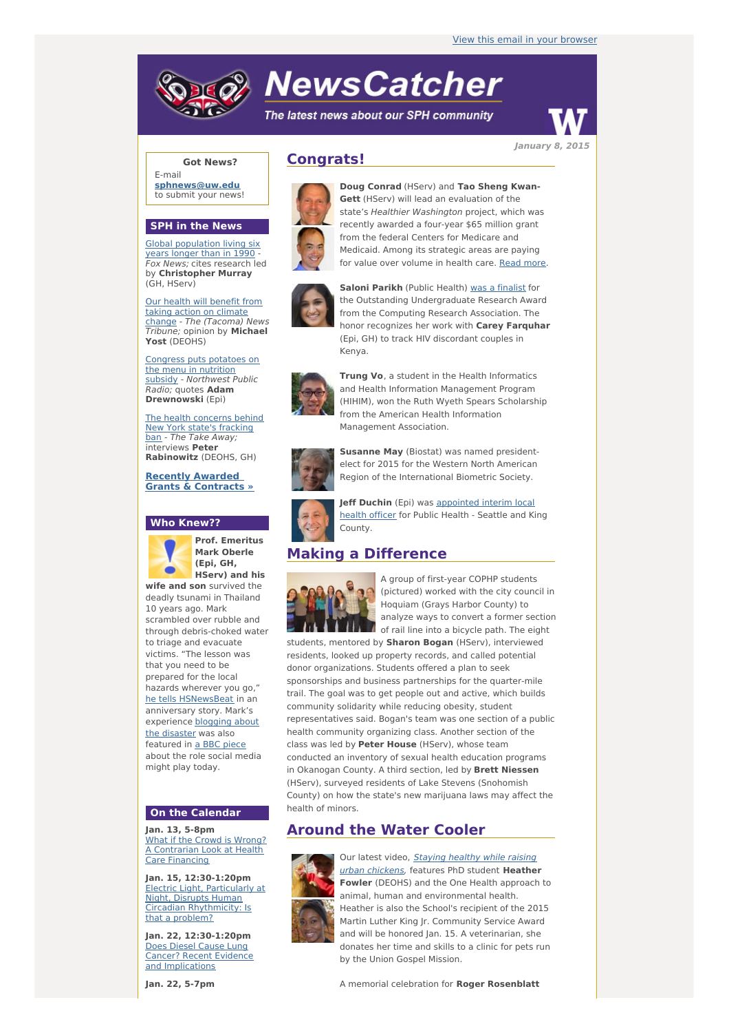View this email in your browser

# NewsCatcher

*The latest news about our SPH community*

January 8, 2015

## Congrats!

**Doug Conrad** (HServ) and **Tao Sheng Kwan-Gett** (HServ) will lead an evaluation of the state's *Healthier Washington* project, which was recently awarded a four-year $65 million grant from the federal Centers for Medicare and Medicaid. Among its strategic areas are paying for value over volume in health care. Read more.

**Saloni Parikh** (Public Health) was a finalist for the Outstanding Undergraduate Research Award from the Computing Research Association. The honor recognizes her work with **Carey Farquhar** (Epi, GH) to track HIV discordant couples in Kenya.

**Trung Vo**, a student in the Health Informatics and Health Information Management Program (HIHIM), won the Ruth Wyeth Spears Scholarship from the American Health Information Management Association.

**Susanne May** (Biostat) was named president-elect for 2015 for the Western North American Region of the International Biometric Society.

**Jeff Duchin** (Epi) was appointed interim local health officer for Public Health - Seattle and King County.

## Making a Difference

A group of first-year COPHP students (pictured) worked with the city council in Hoquiam (Grays Harbor County) to analyze ways to convert a former section of rail line into a bicycle path. The eight students, mentored by **Sharon Bogan** (HServ), interviewed residents, looked up property records, and called potential donor organizations. Students offered a plan to seek sponsorships and business partnerships for the quarter-mile trail. The goal was to get people out and active, which builds community solidarity while reducing obesity, student representatives said. Bogan's team was one section of a public health community organizing class. Another section of the class was led by **Peter House** (HServ), whose team conducted an inventory of sexual health education programs in Okanogan County. A third section, led by **Brett Niessen** (HServ), surveyed residents of Lake Stevens (Snohomish County) on how the state's new marijuana laws may affect the health of minors.

## Around the Water Cooler

Our latest video, *Staying healthy while raising urban chickens*, features PhD student **Heather Fowler** (DEOHS) and the One Health approach to animal, human and environmental health. Heather is also the School's recipient of the 2015 Martin Luther King Jr. Community Service Award and will be honored Jan. 15. A veterinarian, she donates her time and skills to a clinic for pets run by the Union Gospel Mission.

A memorial celebration for **Roger Rosenblatt**

### Got News?

E-mail **sphnews@uw.edu** to submit your news!

### SPH in the News

Global population living six years longer than in 1990 - *Fox News;* cites research led by **Christopher Murray** (GH, HServ)

Our health will benefit from taking action on climate change - *The (Tacoma) News Tribune;* opinion by **Michael Yost** (DEOHS)

Congress puts potatoes on the menu in nutrition subsidy - *Northwest Public Radio;* quotes **Adam Drewnowski** (Epi)

The health concerns behind New York state's fracking ban - *The Take Away;* interviews **Peter Rabinowitz** (DEOHS, GH)

**Recently Awarded Grants & Contracts »**

### Who Knew??

**Prof. Emeritus Mark Oberle (Epi, GH, HServ) and his wife and son** survived the deadly tsunami in Thailand 10 years ago. Mark scrambled over rubble and through debris-choked water to triage and evacuate victims. "The lesson was that you need to be prepared for the local hazards wherever you go," he tells HSNewsBeat in an anniversary story. Mark's experience blogging about the disaster was also featured in a BBC piece about the role social media might play today.

### On the Calendar

**Jan. 13, 5-8pm**
What if the Crowd is Wrong? A Contrarian Look at Health Care Financing

**Jan. 15, 12:30-1:20pm**
Electric Light, Particularly at Night, Disrupts Human Circadian Rhythmicity: Is that a problem?

**Jan. 22, 12:30-1:20pm**
Does Diesel Cause Lung Cancer? Recent Evidence and Implications

**Jan. 22, 5-7pm**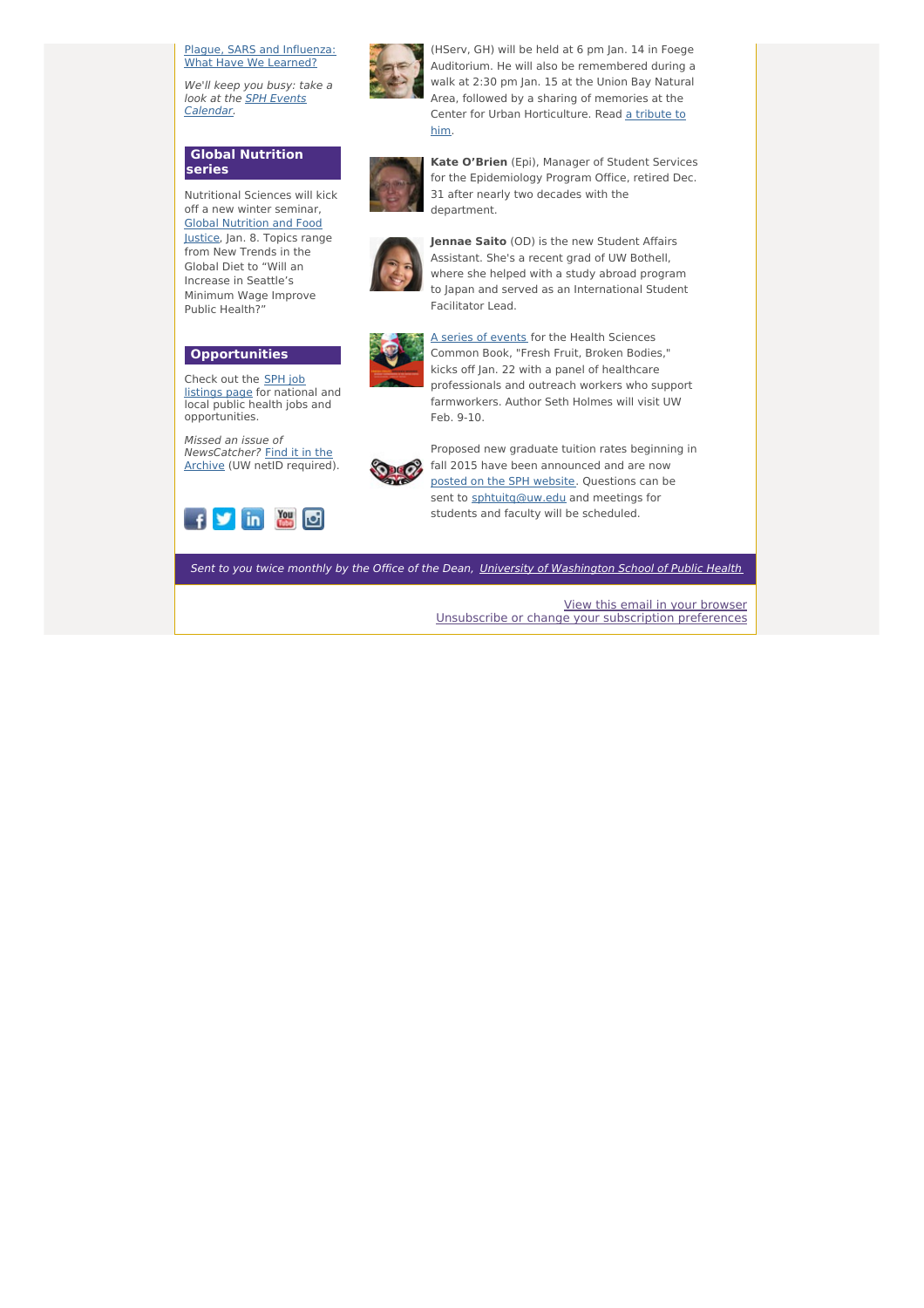[Plague, SARS and Influenza: What Have We Learned?](#)

*We'll keep you busy: take a look at the [SPH Events Calendar](#).*

## Global Nutrition series

Nutritional Sciences will kick off a new winter seminar, [Global Nutrition and Food Justice](#), Jan. 8. Topics range from New Trends in the Global Diet to "Will an Increase in Seattle's Minimum Wage Improve Public Health?"

## Opportunities

Check out the [SPH job listings page](#) for national and local public health jobs and opportunities.

*Missed an issue of NewsCatcher?* [Find it in the Archive](#) (UW netID required).

(HServ, GH) will be held at 6 pm Jan. 14 in Foege Auditorium. He will also be remembered during a walk at 2:30 pm Jan. 15 at the Union Bay Natural Area, followed by a sharing of memories at the Center for Urban Horticulture. Read [a tribute to him](#).

**Kate O'Brien** (Epi), Manager of Student Services for the Epidemiology Program Office, retired Dec. 31 after nearly two decades with the department.

**Jennae Saito** (OD) is the new Student Affairs Assistant. She's a recent grad of UW Bothell, where she helped with a study abroad program to Japan and served as an International Student Facilitator Lead.

[A series of events](#) for the Health Sciences Common Book, "Fresh Fruit, Broken Bodies," kicks off Jan. 22 with a panel of healthcare professionals and outreach workers who support farmworkers. Author Seth Holmes will visit UW Feb. 9-10.

Proposed new graduate tuition rates beginning in fall 2015 have been announced and are now [posted on the SPH website](#). Questions can be sent to [sphtuitq@uw.edu](mailto:sphtuitq@uw.edu) and meetings for students and faculty will be scheduled.

*Sent to you twice monthly by the Office of the Dean, [University of Washington School of Public Health](#)*

[View this email in your browser](#)
[Unsubscribe or change your subscription preferences](#)